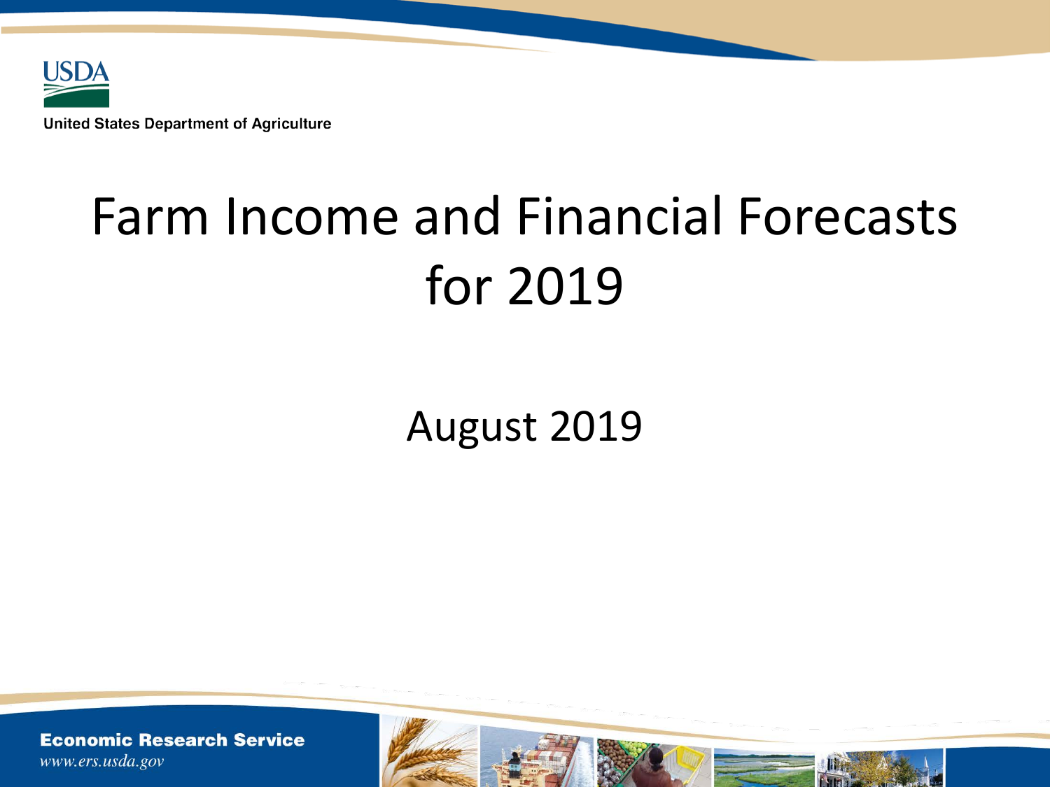United States Department of Agriculture

# Farm Income and Financial Forecasts for 2019

August 2019

**Economic Research Service**

*www.ers.usda.gov*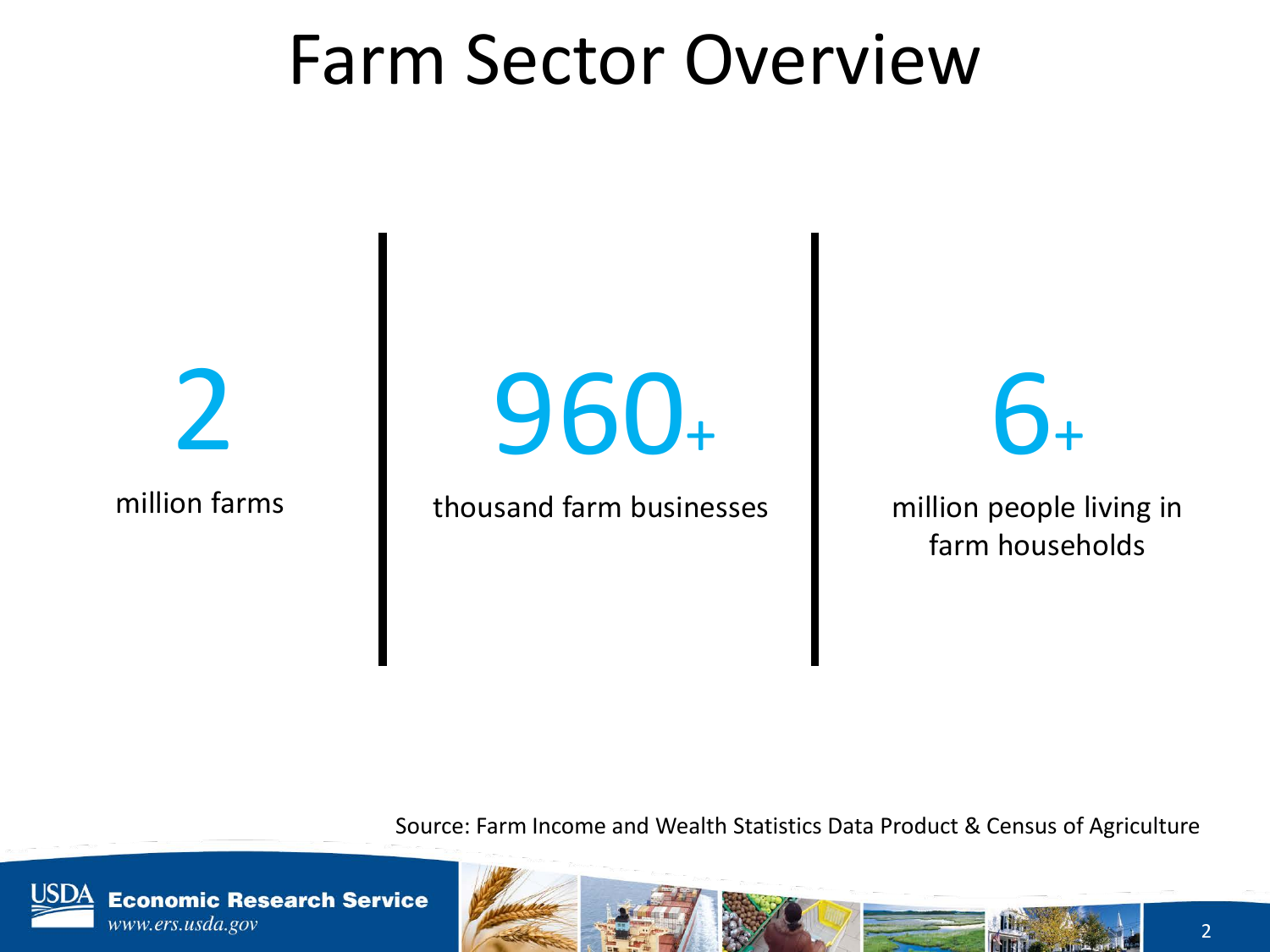# Farm Sector Overview

**2**

million farms

**960+**

thousand farm businesses

**6+**

million people living in farm households

Source: Farm Income and Wealth Statistics Data Product & Census of Agriculture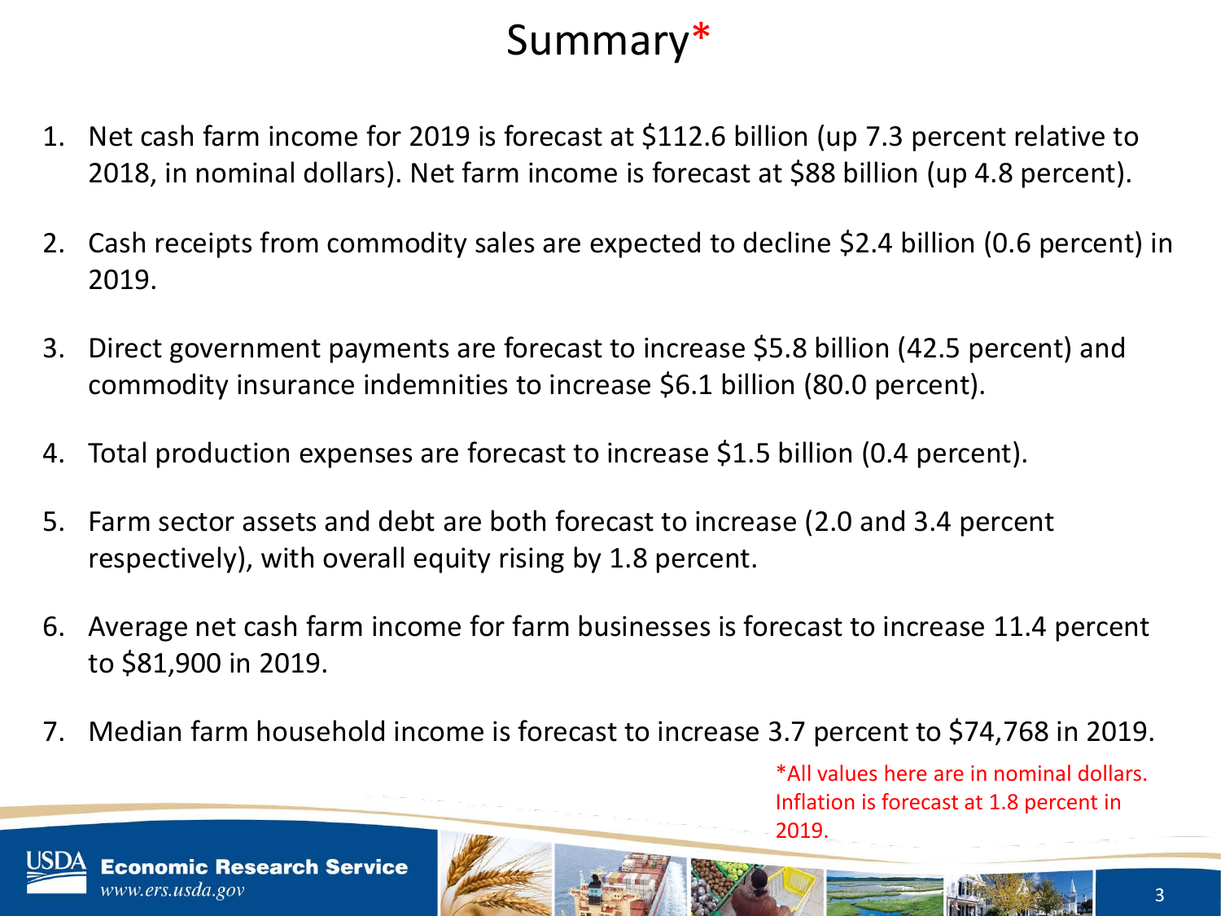# Summary*

1. Net cash farm income for 2019 is forecast at $112.6 billion (up 7.3 percent relative to 2018, in nominal dollars). Net farm income is forecast at $88 billion (up 4.8 percent).
2. Cash receipts from commodity sales are expected to decline $2.4 billion (0.6 percent) in 2019.
3. Direct government payments are forecast to increase $5.8 billion (42.5 percent) and commodity insurance indemnities to increase $6.1 billion (80.0 percent).
4. Total production expenses are forecast to increase $1.5 billion (0.4 percent).
5. Farm sector assets and debt are both forecast to increase (2.0 and 3.4 percent respectively), with overall equity rising by 1.8 percent.
6. Average net cash farm income for farm businesses is forecast to increase 11.4 percent to $81,900 in 2019.
7. Median farm household income is forecast to increase 3.7 percent to $74,768 in 2019.

*All values here are in nominal dollars. Inflation is forecast at 1.8 percent in 2019.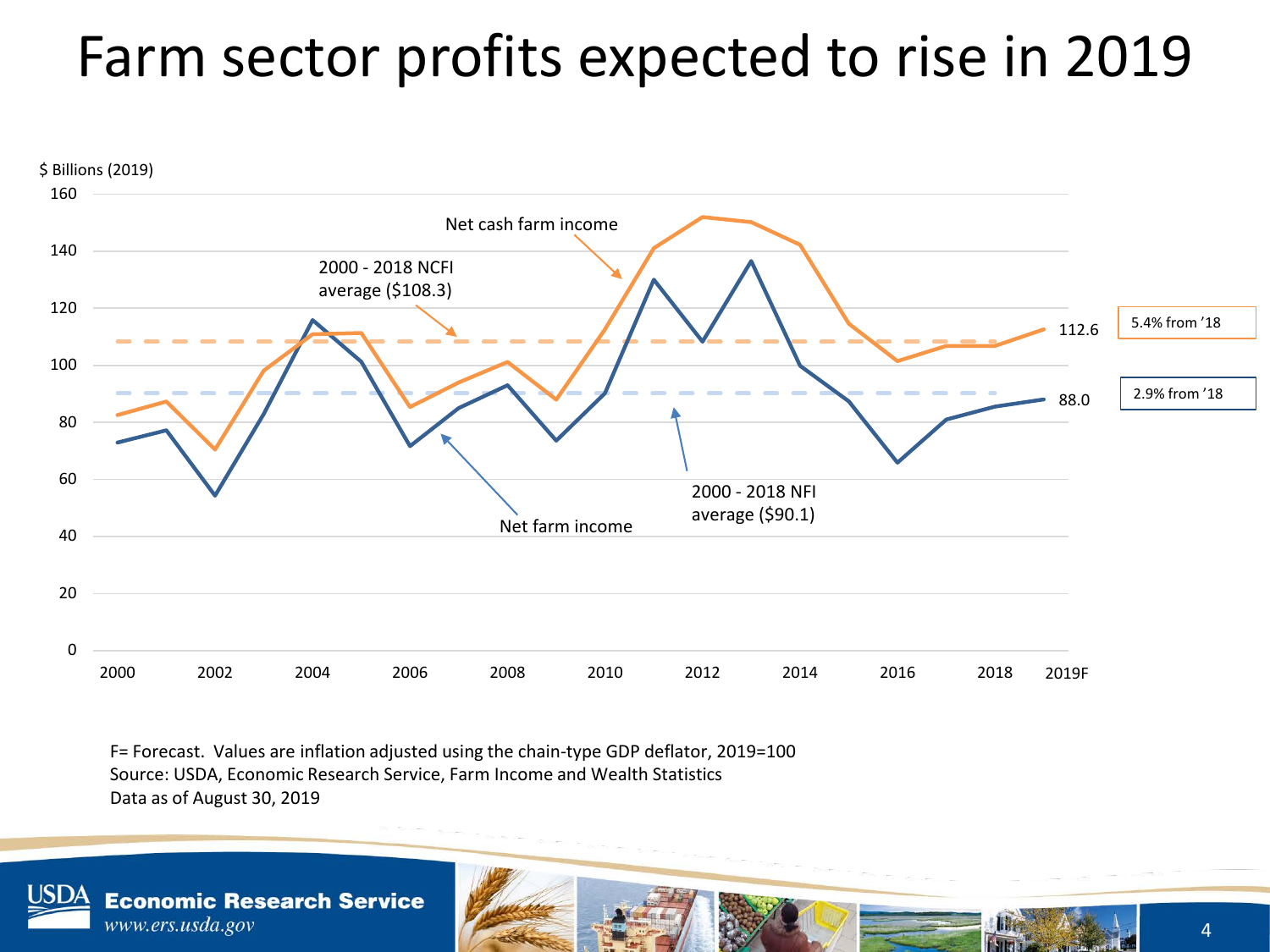# Farm sector profits expected to rise in 2019

$ Billions (2019)

- Net cash farm income
- 2000 - 2018 NCFI average ($108.3)
- Net farm income
- 2000 - 2018 NFI average ($90.1)
- 112.6 — 5.4% from '18
- 88.0 — 2.9% from '18

F= Forecast. Values are inflation adjusted using the chain-type GDP deflator, 2019=100
Source: USDA, Economic Research Service, Farm Income and Wealth Statistics
Data as of August 30, 2019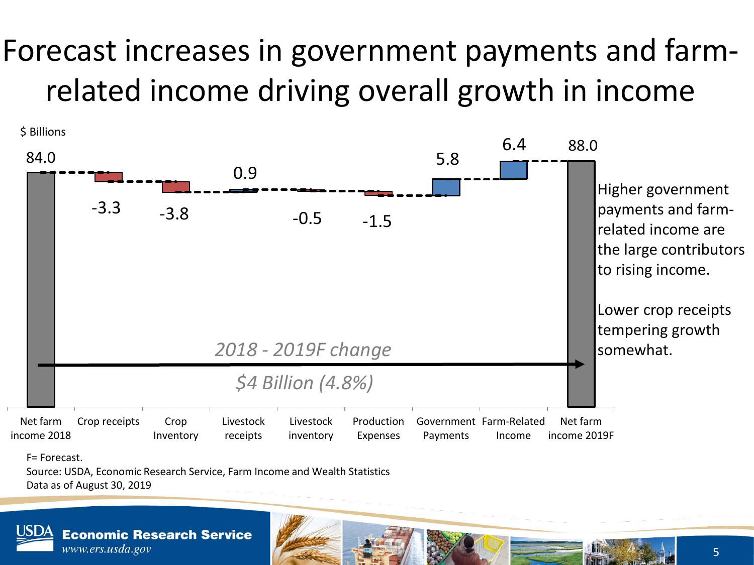# Forecast increases in government payments and farm-related income driving overall growth in income

$ Billions

| Component | Value |
|---|---|
| Net farm income 2018 | 84.0 |
| Crop receipts | -3.3 |
| Crop Inventory | -3.8 |
| Livestock receipts | 0.9 |
| Livestock inventory | -0.5 |
| Production Expenses | -1.5 |
| Government Payments | 5.8 |
| Farm-Related Income | 6.4 |
| Net farm income 2019F | 88.0 |

*2018 - 2019F change*

*$4 Billion (4.8%)*

Higher government payments and farm-related income are the large contributors to rising income.

Lower crop receipts tempering growth somewhat.

F= Forecast.

Source: USDA, Economic Research Service, Farm Income and Wealth Statistics

Data as of August 30, 2019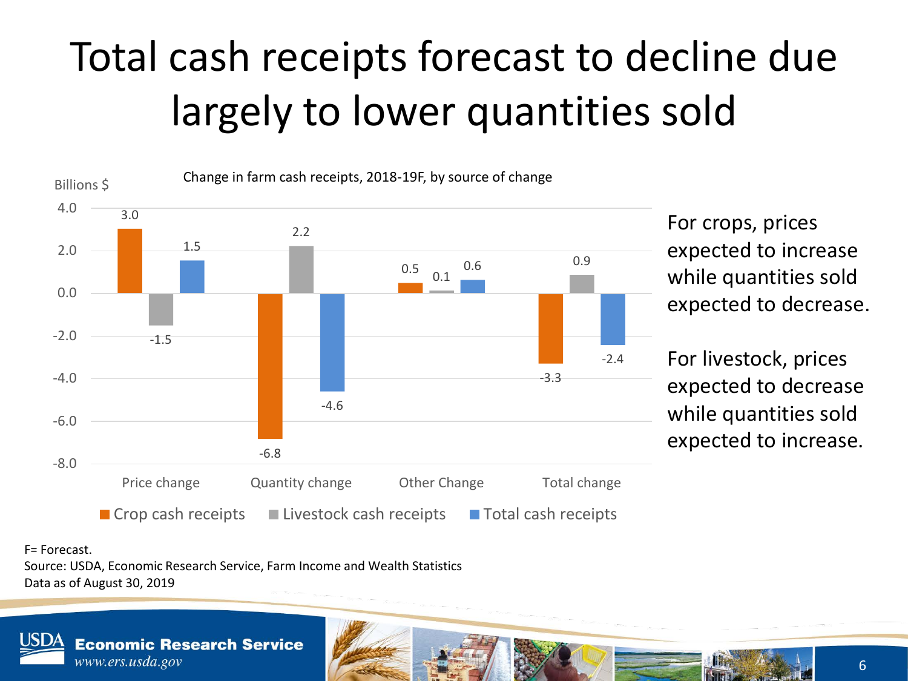# Total cash receipts forecast to decline due largely to lower quantities sold

Change in farm cash receipts, 2018-19F, by source of change

Billions $

| | Crop cash receipts | Livestock cash receipts | Total cash receipts |
|---|---|---|---|
| Price change | 3.0 | -1.5 | 1.5 |
| Quantity change | -6.8 | 2.2 | -4.6 |
| Other Change | 0.5 | 0.1 | 0.6 |
| Total change | -3.3 | 0.9 | -2.4 |

For crops, prices expected to increase while quantities sold expected to decrease.

For livestock, prices expected to decrease while quantities sold expected to increase.

F= Forecast.
Source: USDA, Economic Research Service, Farm Income and Wealth Statistics
Data as of August 30, 2019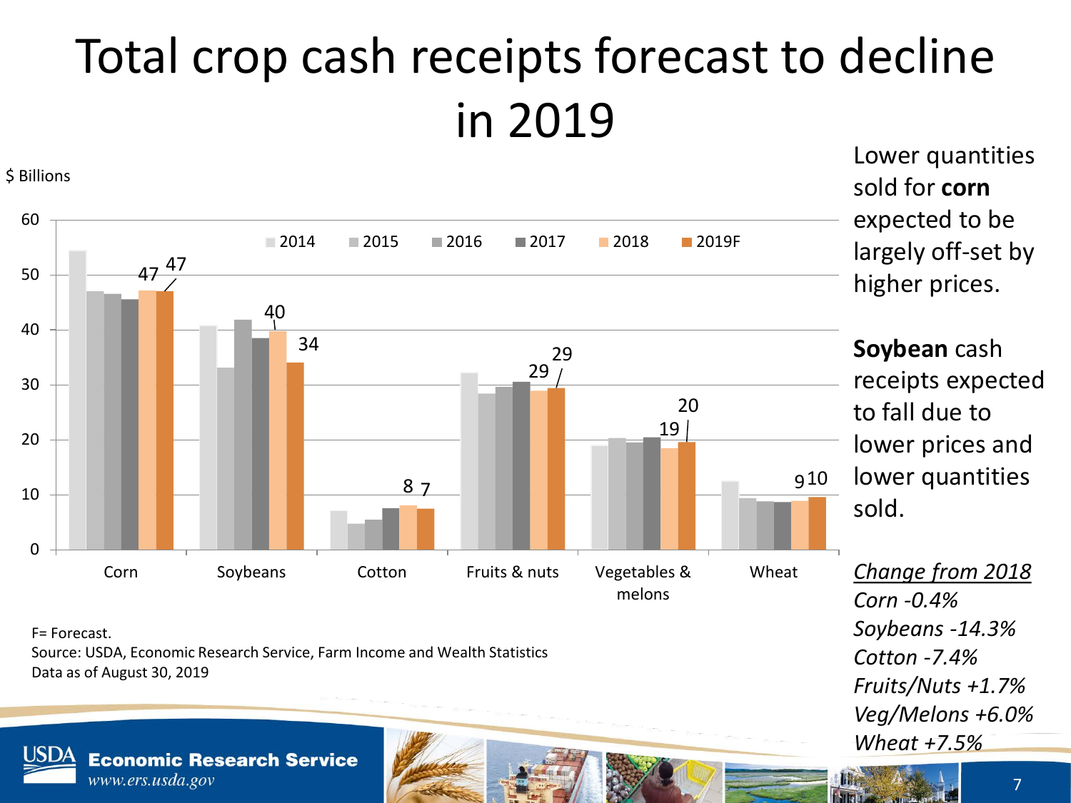# Total crop cash receipts forecast to decline in 2019

$ Billions

| | 2014 | 2015 | 2016 | 2017 | 2018 | 2019F |
|---|---|---|---|---|---|---|
| Corn | | | | | 47 | 47 |
| Soybeans | | | | | 40 | 34 |
| Cotton | | | | | 8 | 7 |
| Fruits & nuts | | | | | 29 | 29 |
| Vegetables & melons | | | | | 19 | 20 |
| Wheat | | | | | 9 | 10 |

F= Forecast.
Source: USDA, Economic Research Service, Farm Income and Wealth Statistics
Data as of August 30, 2019

Lower quantities sold for **corn** expected to be largely off-set by higher prices.

**Soybean** cash receipts expected to fall due to lower prices and lower quantities sold.

*Change from 2018*
*Corn -0.4%*
*Soybeans -14.3%*
*Cotton -7.4%*
*Fruits/Nuts +1.7%*
*Veg/Melons +6.0%*
*Wheat +7.5%*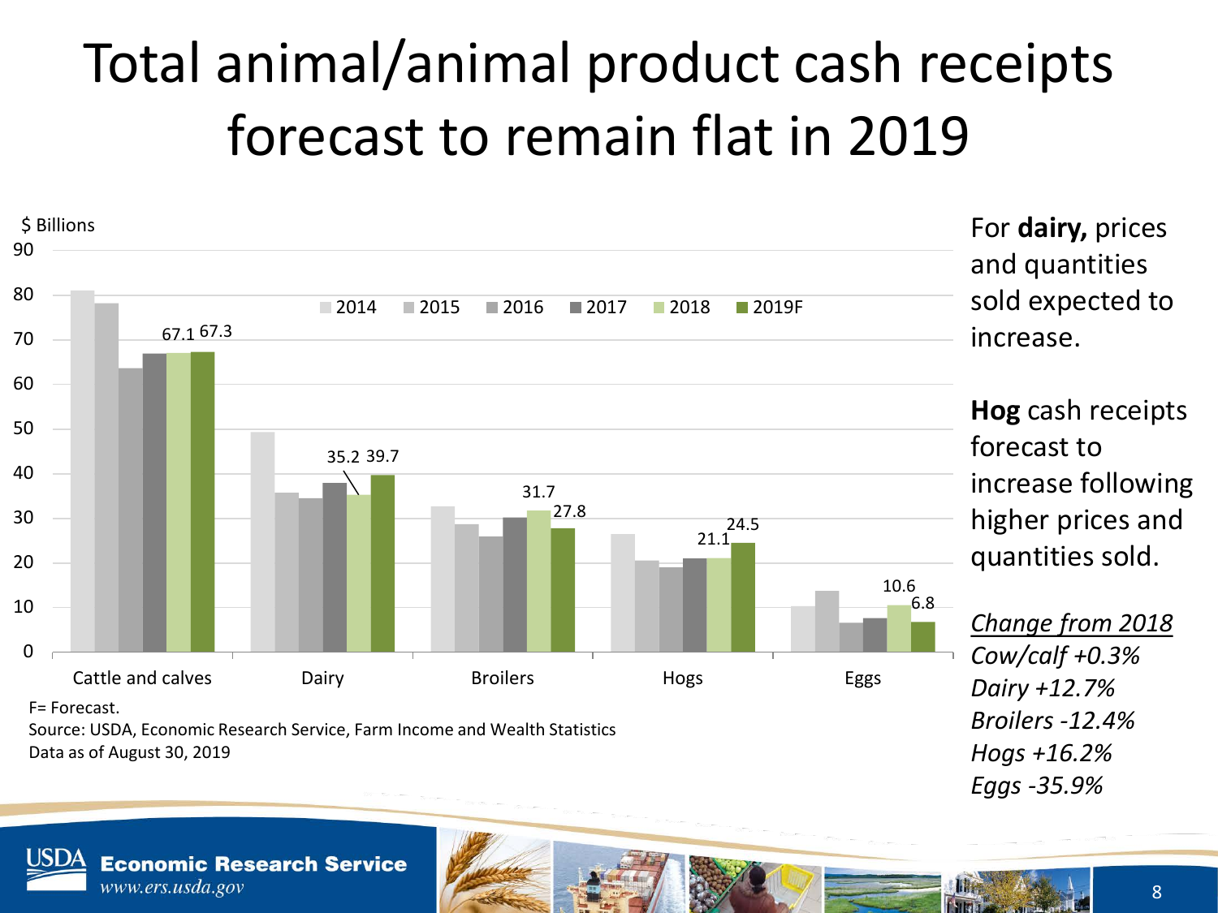# Total animal/animal product cash receipts forecast to remain flat in 2019

$ Billions

| | 2014 | 2015 | 2016 | 2017 | 2018 | 2019F |
|---|---|---|---|---|---|---|
| Cattle and calves | | | | | 67.1 | 67.3 |
| Dairy | | | | | 35.2 | 39.7 |
| Broilers | | | | | 31.7 | 27.8 |
| Hogs | | | | | 21.1 | 24.5 |
| Eggs | | | | | 10.6 | 6.8 |

F= Forecast.

Source: USDA, Economic Research Service, Farm Income and Wealth Statistics

Data as of August 30, 2019

For **dairy,** prices and quantities sold expected to increase.

**Hog** cash receipts forecast to increase following higher prices and quantities sold.

*Change from 2018*

*Cow/calf +0.3%*

*Dairy +12.7%*

*Broilers -12.4%*

*Hogs +16.2%*

*Eggs -35.9%*

USDA Economic Research Service
www.ers.usda.gov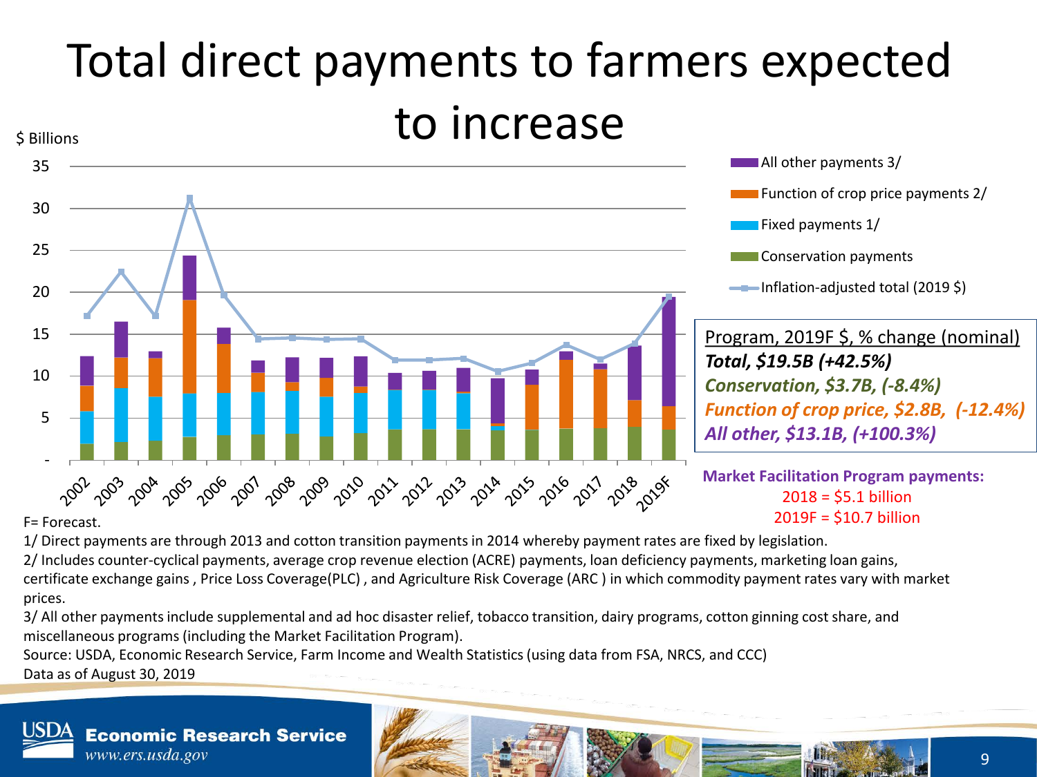# Total direct payments to farmers expected to increase

$ Billions

- All other payments 3/
- Function of crop price payments 2/
- Fixed payments 1/
- Conservation payments
- Inflation-adjusted total (2019 $)

Program, 2019F $, % change (nominal)

***Total, $19.5B (+42.5%)***

***Conservation, $3.7B, (-8.4%)***

***Function of crop price, $2.8B, (-12.4%)***

***All other, $13.1B, (+100.3%)***

**Market Facilitation Program payments:**

2018 = $5.1 billion

2019F = $10.7 billion

F= Forecast.

1/ Direct payments are through 2013 and cotton transition payments in 2014 whereby payment rates are fixed by legislation.

2/ Includes counter-cyclical payments, average crop revenue election (ACRE) payments, loan deficiency payments, marketing loan gains, certificate exchange gains , Price Loss Coverage(PLC) , and Agriculture Risk Coverage (ARC ) in which commodity payment rates vary with market prices.

3/ All other payments include supplemental and ad hoc disaster relief, tobacco transition, dairy programs, cotton ginning cost share, and miscellaneous programs (including the Market Facilitation Program).

Source: USDA, Economic Research Service, Farm Income and Wealth Statistics (using data from FSA, NRCS, and CCC)

Data as of August 30, 2019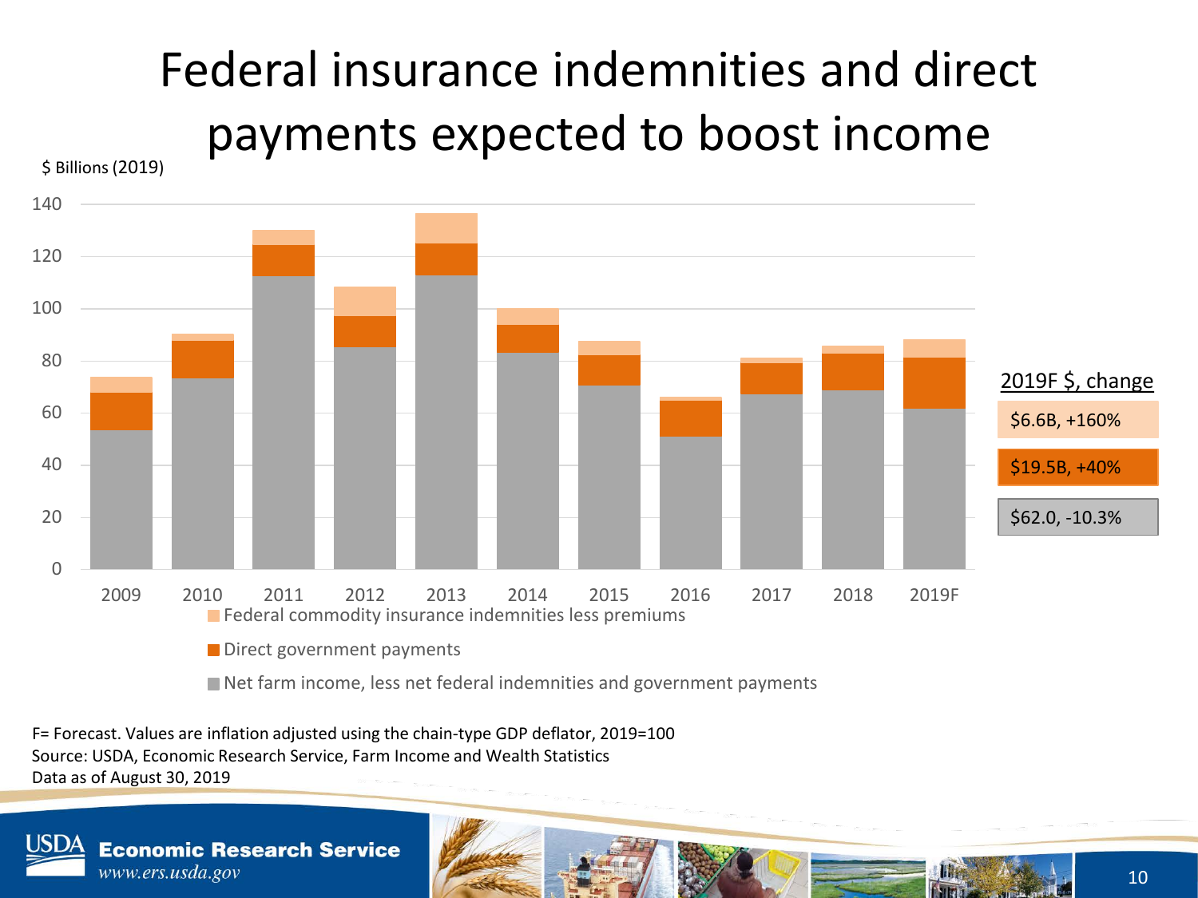# Federal insurance indemnities and direct payments expected to boost income

$ Billions (2019)

2019F $, change

- $6.6B, +160%
- $19.5B, +40%
- $62.0, -10.3%

- Federal commodity insurance indemnities less premiums
- Direct government payments
- Net farm income, less net federal indemnities and government payments

F= Forecast. Values are inflation adjusted using the chain-type GDP deflator, 2019=100
Source: USDA, Economic Research Service, Farm Income and Wealth Statistics
Data as of August 30, 2019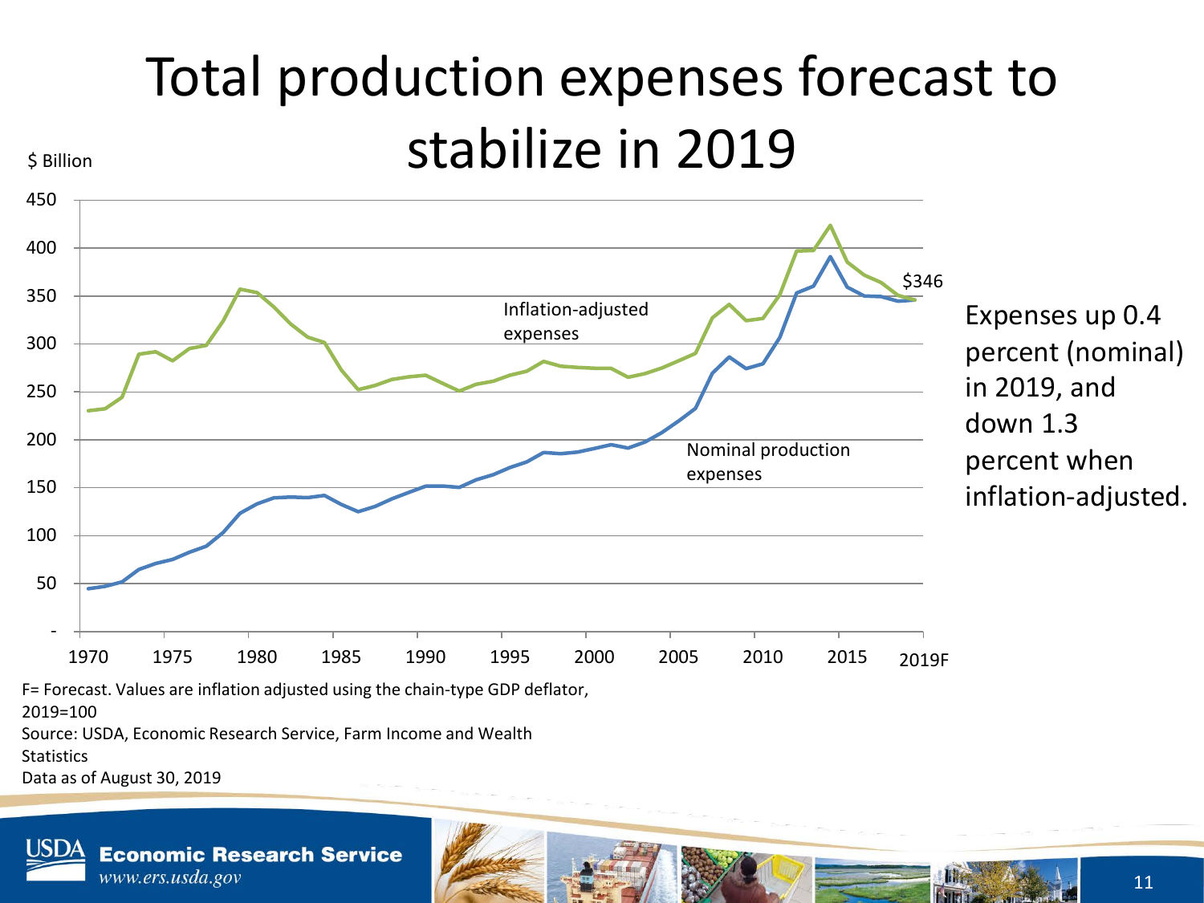# Total production expenses forecast to stabilize in 2019

$ Billion

Inflation-adjusted expenses

Nominal production expenses

$346

Expenses up 0.4 percent (nominal) in 2019, and down 1.3 percent when inflation-adjusted.

F= Forecast. Values are inflation adjusted using the chain-type GDP deflator, 2019=100

Source: USDA, Economic Research Service, Farm Income and Wealth Statistics

Data as of August 30, 2019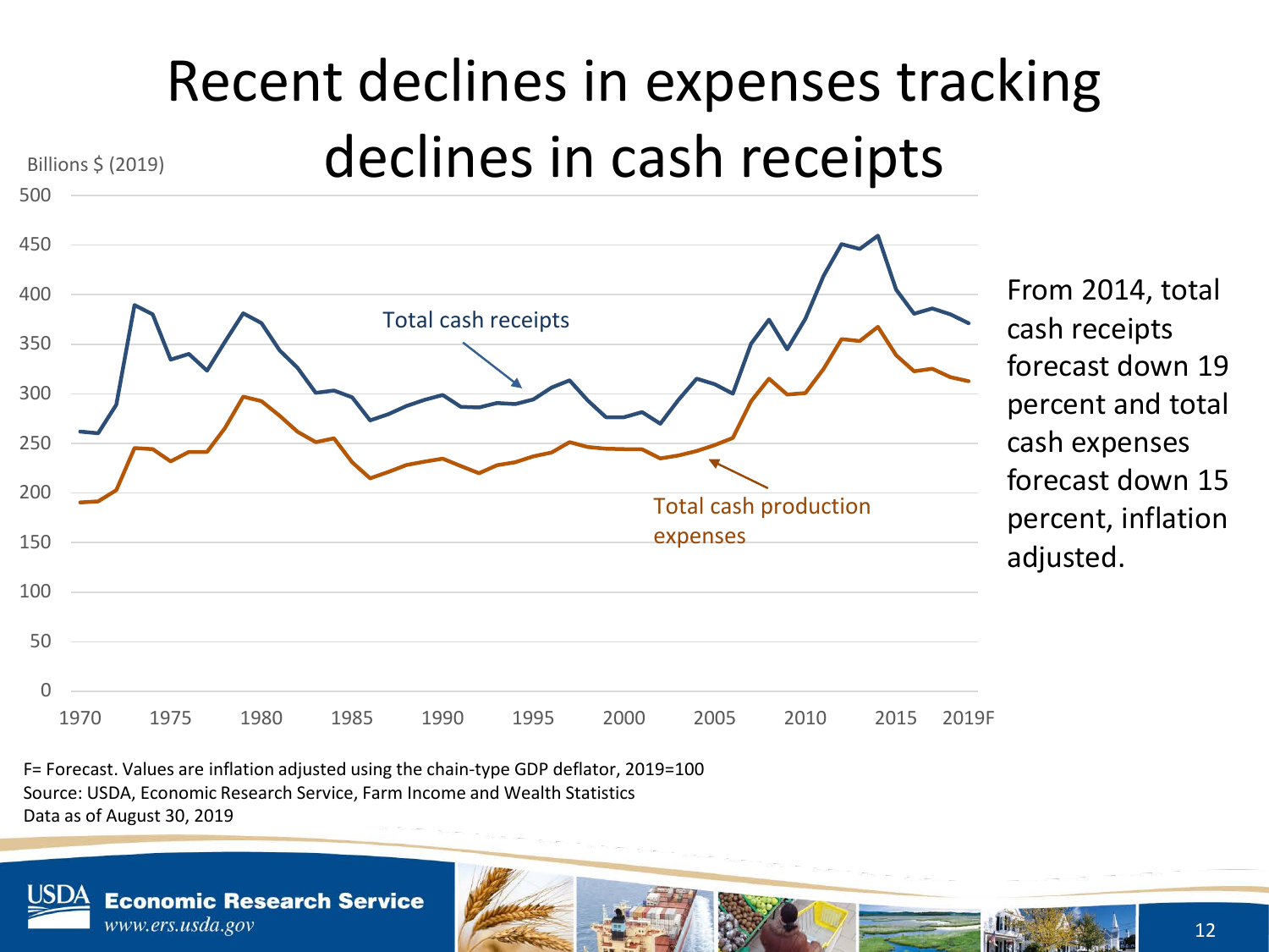# Recent declines in expenses tracking declines in cash receipts

Billions $ (2019)

Chart series: Total cash receipts; Total cash production expenses (1970–2019F)

From 2014, total cash receipts forecast down 19 percent and total cash expenses forecast down 15 percent, inflation adjusted.

F= Forecast. Values are inflation adjusted using the chain-type GDP deflator, 2019=100
Source: USDA, Economic Research Service, Farm Income and Wealth Statistics
Data as of August 30, 2019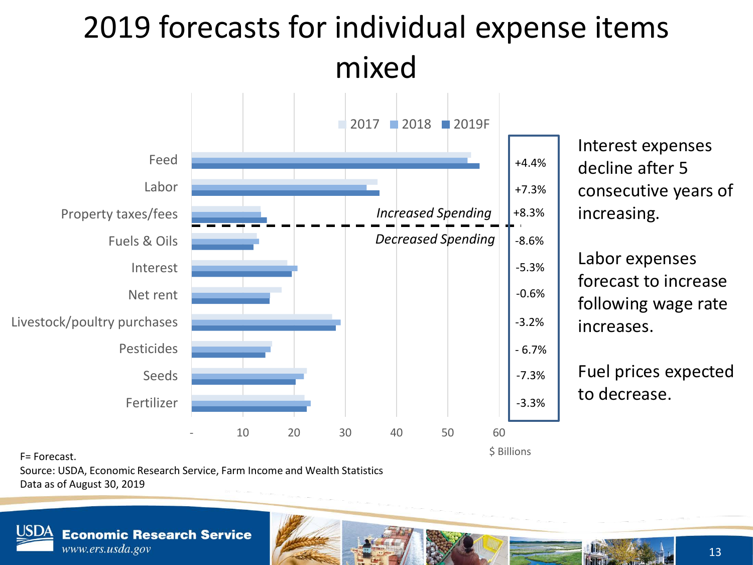# 2019 forecasts for individual expense items mixed

| Expense item | Change (2018 to 2019F) |
|---|---|
| Feed | +4.4% |
| Labor | +7.3% |
| Property taxes/fees | +8.3% |
| Fuels & Oils | -8.6% |
| Interest | -5.3% |
| Net rent | -0.6% |
| Livestock/poultry purchases | -3.2% |
| Pesticides | - 6.7% |
| Seeds | -7.3% |
| Fertilizer | -3.3% |

*Increased Spending*: Feed, Labor, Property taxes/fees

*Decreased Spending*: Fuels & Oils, Interest, Net rent, Livestock/poultry purchases, Pesticides, Seeds, Fertilizer

$ Billions (2017, 2018, 2019F)

Interest expenses decline after 5 consecutive years of increasing.

Labor expenses forecast to increase following wage rate increases.

Fuel prices expected to decrease.

F= Forecast.
Source: USDA, Economic Research Service, Farm Income and Wealth Statistics
Data as of August 30, 2019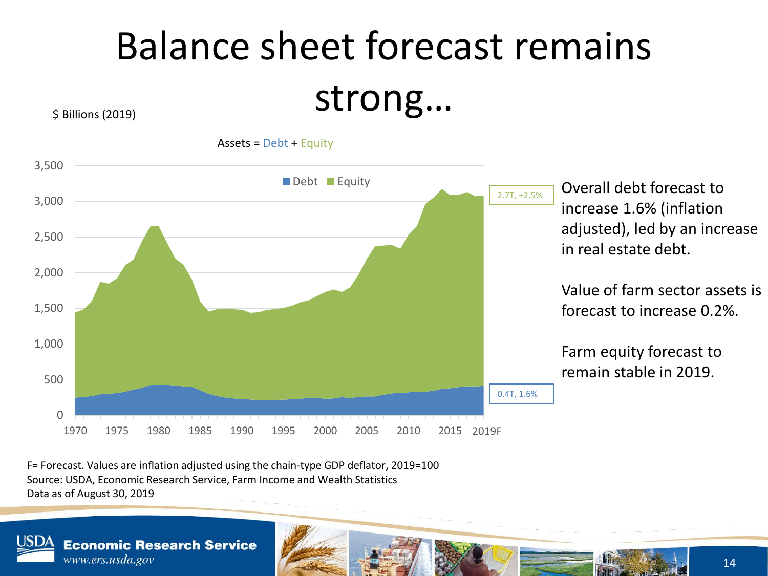# Balance sheet forecast remains strong…

$ Billions (2019)

Assets = Debt + Equity

Overall debt forecast to increase 1.6% (inflation adjusted), led by an increase in real estate debt.

Value of farm sector assets is forecast to increase 0.2%.

Farm equity forecast to remain stable in 2019.

F= Forecast. Values are inflation adjusted using the chain-type GDP deflator, 2019=100
Source: USDA, Economic Research Service, Farm Income and Wealth Statistics
Data as of August 30, 2019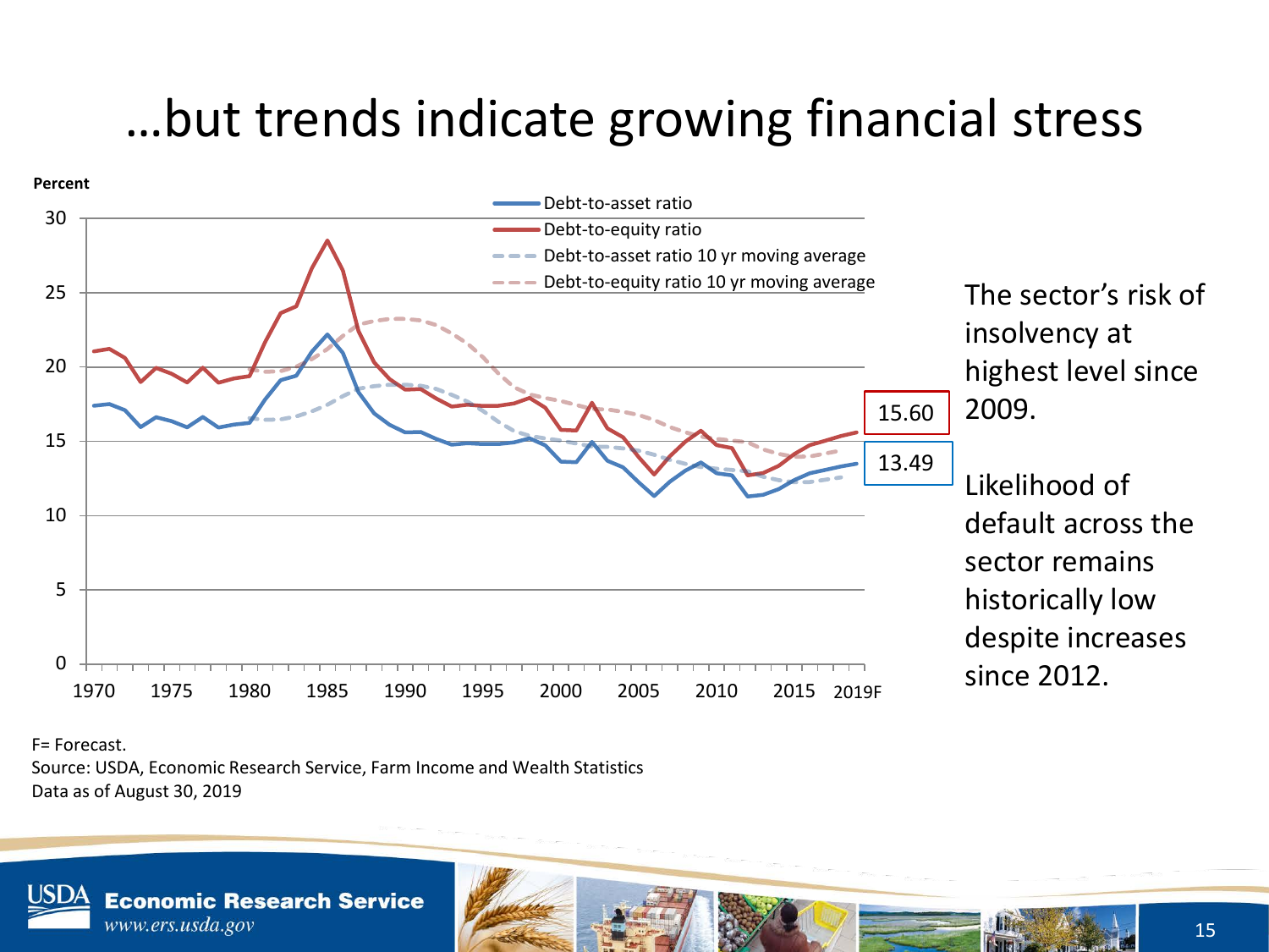# …but trends indicate growing financial stress

Percent

- Debt-to-asset ratio
- Debt-to-equity ratio
- Debt-to-asset ratio 10 yr moving average
- Debt-to-equity ratio 10 yr moving average

15.60

13.49

The sector's risk of insolvency at highest level since 2009.

Likelihood of default across the sector remains historically low despite increases since 2012.

F= Forecast.
Source: USDA, Economic Research Service, Farm Income and Wealth Statistics
Data as of August 30, 2019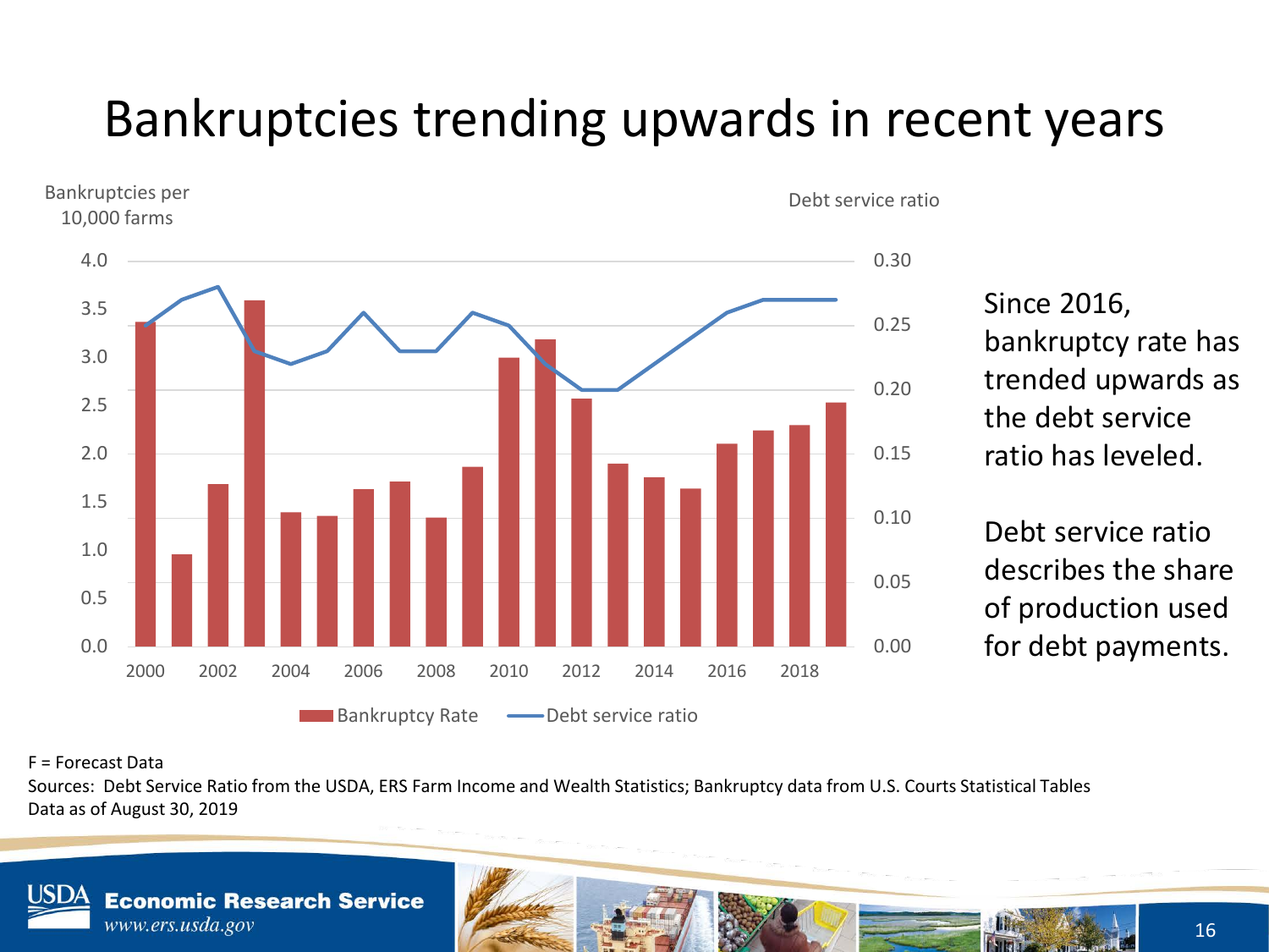# Bankruptcies trending upwards in recent years

Bankruptcies per 10,000 farms

Debt service ratio

Bankruptcy Rate — Debt service ratio

Since 2016, bankruptcy rate has trended upwards as the debt service ratio has leveled.

Debt service ratio describes the share of production used for debt payments.

F = Forecast Data

Sources: Debt Service Ratio from the USDA, ERS Farm Income and Wealth Statistics; Bankruptcy data from U.S. Courts Statistical Tables

Data as of August 30, 2019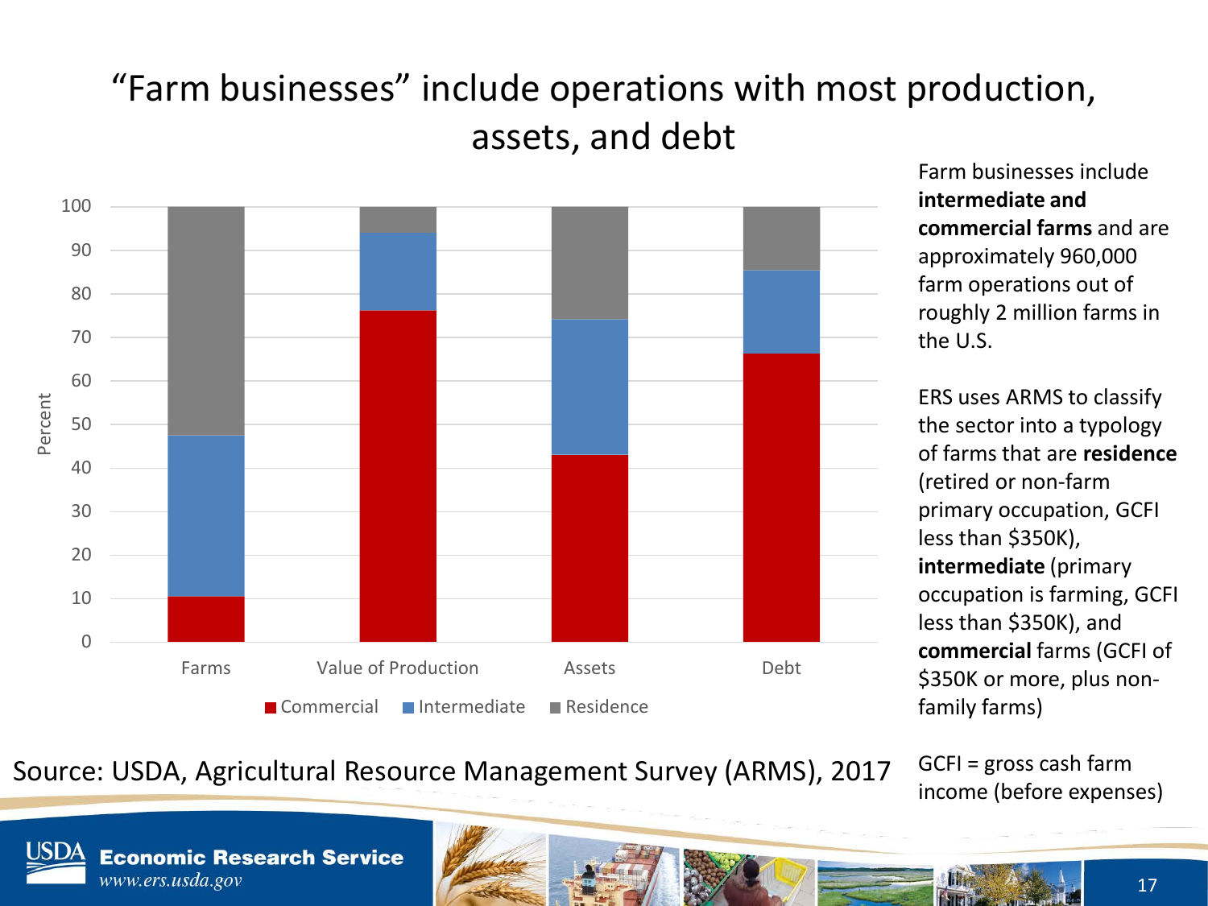# "Farm businesses" include operations with most production, assets, and debt

Percent

| | Commercial | Intermediate | Residence |
|---|---|---|---|
| Farms | | | |
| Value of Production | | | |
| Assets | | | |
| Debt | | | |

■ Commercial ■ Intermediate ■ Residence

Farm businesses include **intermediate and commercial farms** and are approximately 960,000 farm operations out of roughly 2 million farms in the U.S.

ERS uses ARMS to classify the sector into a typology of farms that are **residence** (retired or non-farm primary occupation, GCFI less than $350K), **intermediate** (primary occupation is farming, GCFI less than $350K), and **commercial** farms (GCFI of $350K or more, plus non-family farms)

GCFI = gross cash farm income (before expenses)

Source: USDA, Agricultural Resource Management Survey (ARMS), 2017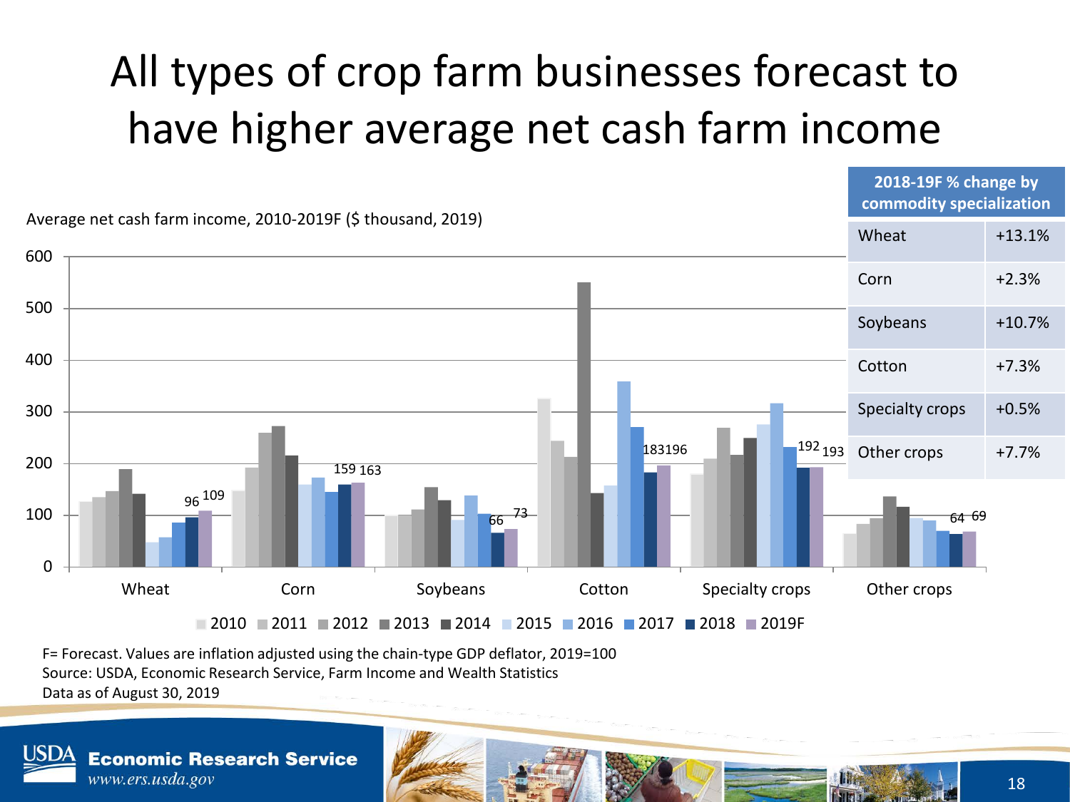# All types of crop farm businesses forecast to have higher average net cash farm income

Average net cash farm income, 2010-2019F ($ thousand, 2019)

| Commodity | 2018 | 2019F |
|---|---|---|
| Wheat | 96 | 109 |
| Corn | 159 | 163 |
| Soybeans | 66 | 73 |
| Cotton | 183 | 196 |
| Specialty crops | 192 | 193 |
| Other crops | 64 | 69 |

| 2018-19F % change by commodity specialization | |
|---|---|
| Wheat | +13.1% |
| Corn | +2.3% |
| Soybeans | +10.7% |
| Cotton | +7.3% |
| Specialty crops | +0.5% |
| Other crops | +7.7% |

F= Forecast. Values are inflation adjusted using the chain-type GDP deflator, 2019=100
Source: USDA, Economic Research Service, Farm Income and Wealth Statistics
Data as of August 30, 2019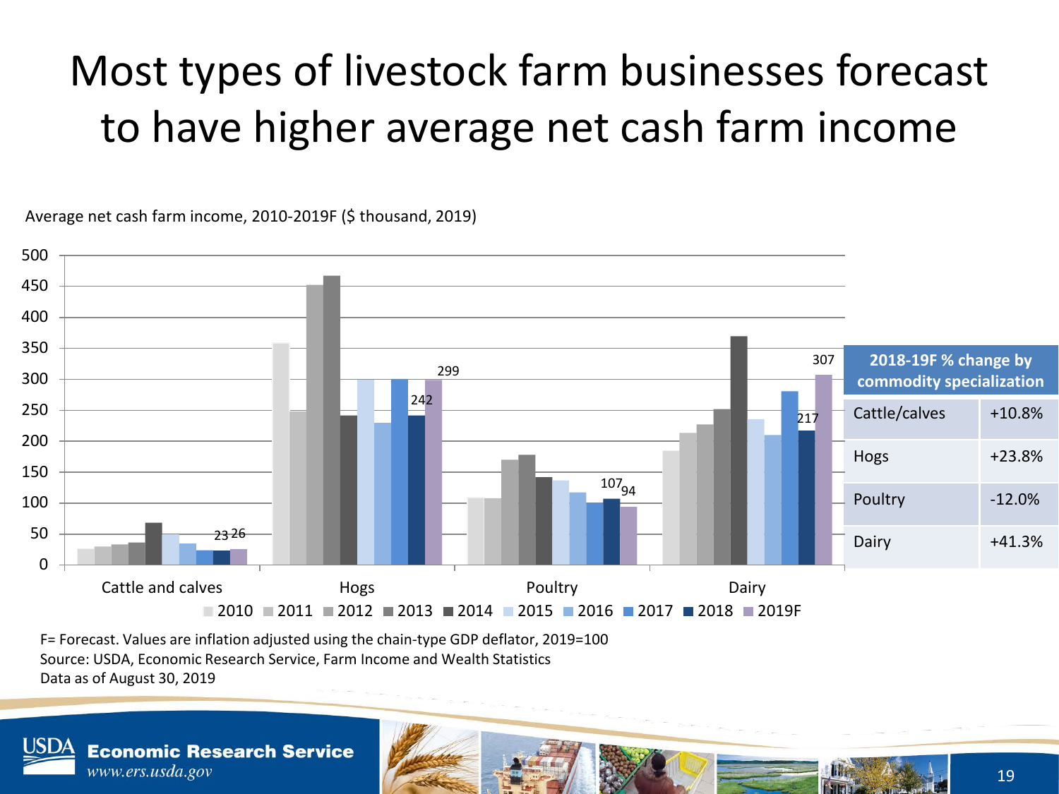# Most types of livestock farm businesses forecast to have higher average net cash farm income

Average net cash farm income, 2010-2019F ($ thousand, 2019)

| 2018-19F % change by commodity specialization | |
|---|---|
| Cattle/calves | +10.8% |
| Hogs | +23.8% |
| Poultry | -12.0% |
| Dairy | +41.3% |

F= Forecast. Values are inflation adjusted using the chain-type GDP deflator, 2019=100

Source: USDA, Economic Research Service, Farm Income and Wealth Statistics

Data as of August 30, 2019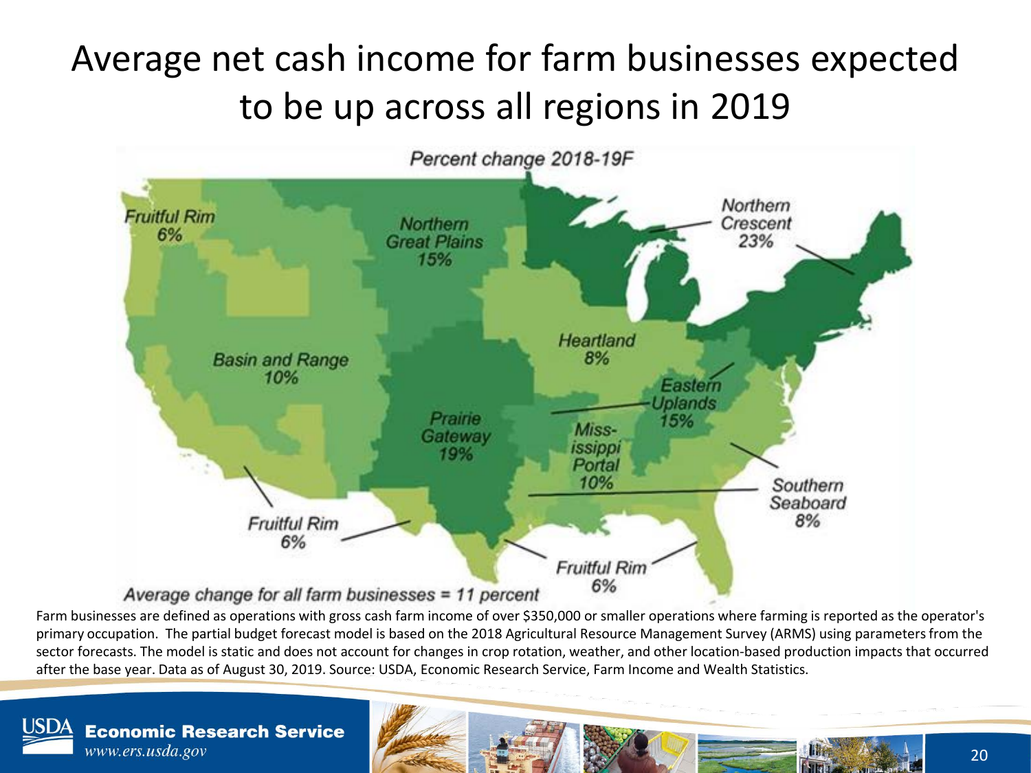# Average net cash income for farm businesses expected to be up across all regions in 2019

*Percent change 2018-19F*

Fruitful Rim 6%

Northern Great Plains 15%

Northern Crescent 23%

Basin and Range 10%

Heartland 8%

Eastern Uplands 15%

Prairie Gateway 19%

Miss-issippi Portal 10%

Southern Seaboard 8%

Fruitful Rim 6%

Fruitful Rim 6%

*Average change for all farm businesses = 11 percent*

Farm businesses are defined as operations with gross cash farm income of over $350,000 or smaller operations where farming is reported as the operator's primary occupation. The partial budget forecast model is based on the 2018 Agricultural Resource Management Survey (ARMS) using parameters from the sector forecasts. The model is static and does not account for changes in crop rotation, weather, and other location-based production impacts that occurred after the base year. Data as of August 30, 2019. Source: USDA, Economic Research Service, Farm Income and Wealth Statistics.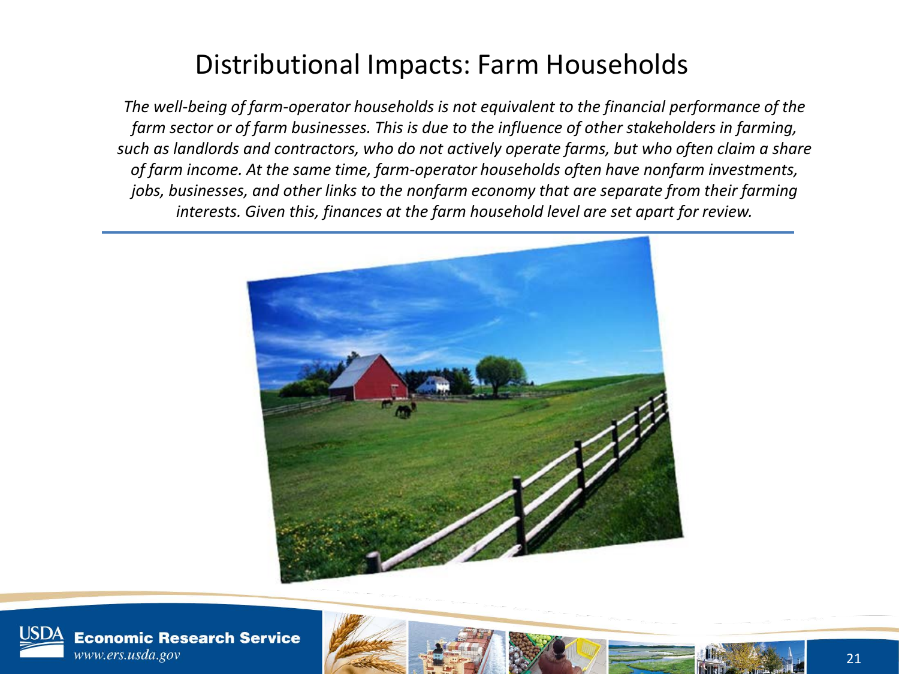# Distributional Impacts: Farm Households

*The well-being of farm-operator households is not equivalent to the financial performance of the farm sector or of farm businesses. This is due to the influence of other stakeholders in farming, such as landlords and contractors, who do not actively operate farms, but who often claim a share of farm income. At the same time, farm-operator households often have nonfarm investments, jobs, businesses, and other links to the nonfarm economy that are separate from their farming interests. Given this, finances at the farm household level are set apart for review.*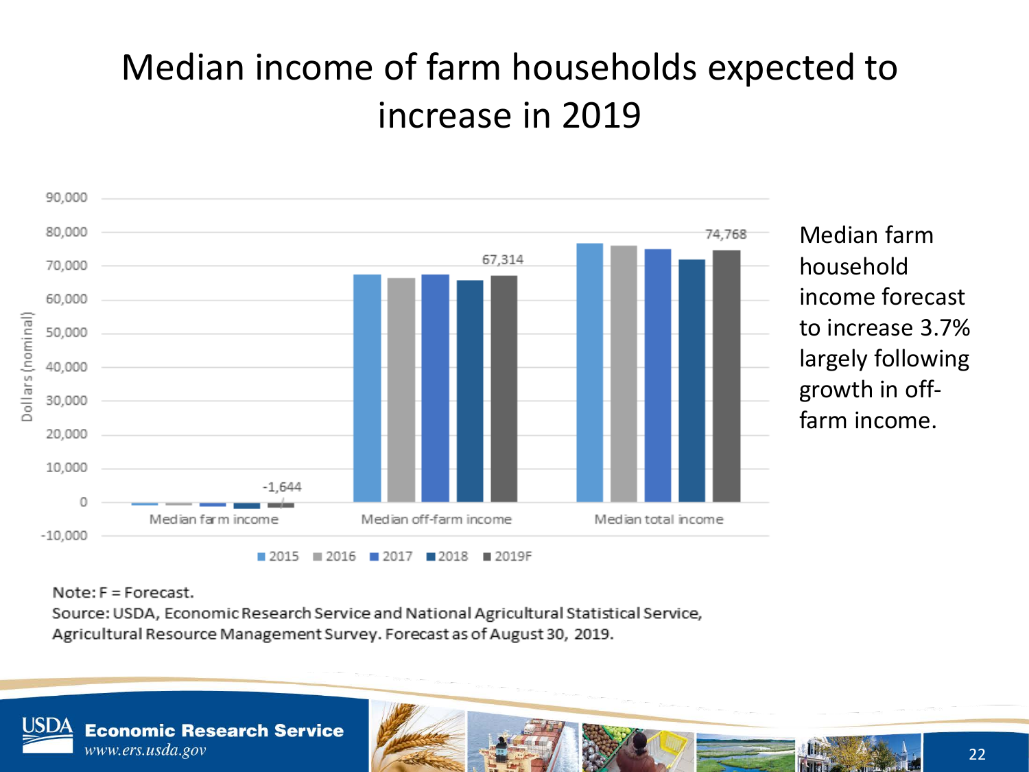# Median income of farm households expected to increase in 2019

Median farm household income forecast to increase 3.7% largely following growth in off-farm income.

Note: F = Forecast.
Source: USDA, Economic Research Service and National Agricultural Statistical Service, Agricultural Resource Management Survey. Forecast as of August 30, 2019.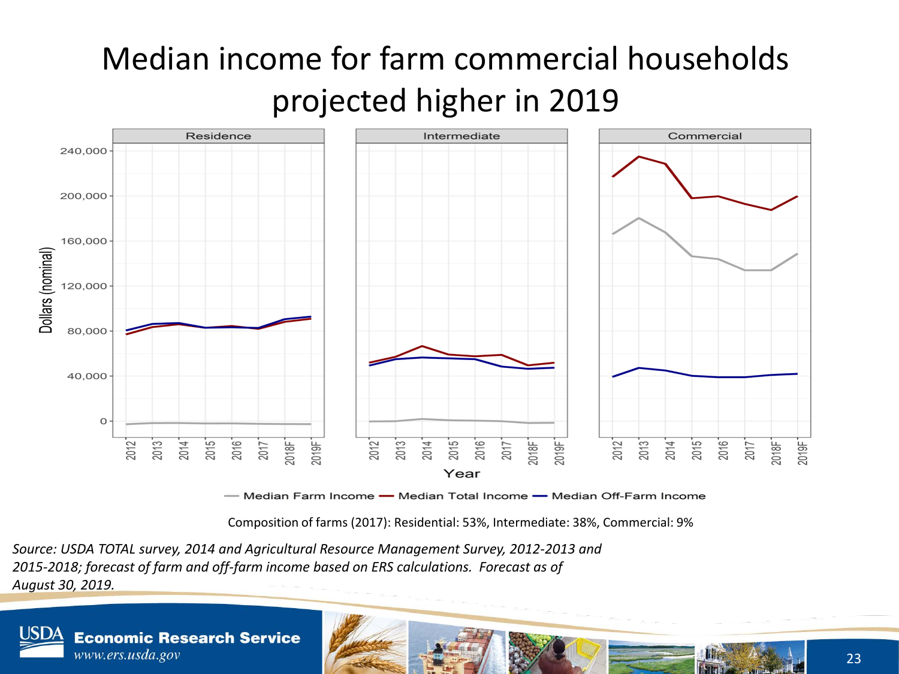# Median income for farm commercial households projected higher in 2019

Composition of farms (2017): Residential: 53%, Intermediate: 38%, Commercial: 9%

*Source: USDA TOTAL survey, 2014 and Agricultural Resource Management Survey, 2012-2013 and 2015-2018; forecast of farm and off-farm income based on ERS calculations. Forecast as of August 30, 2019.*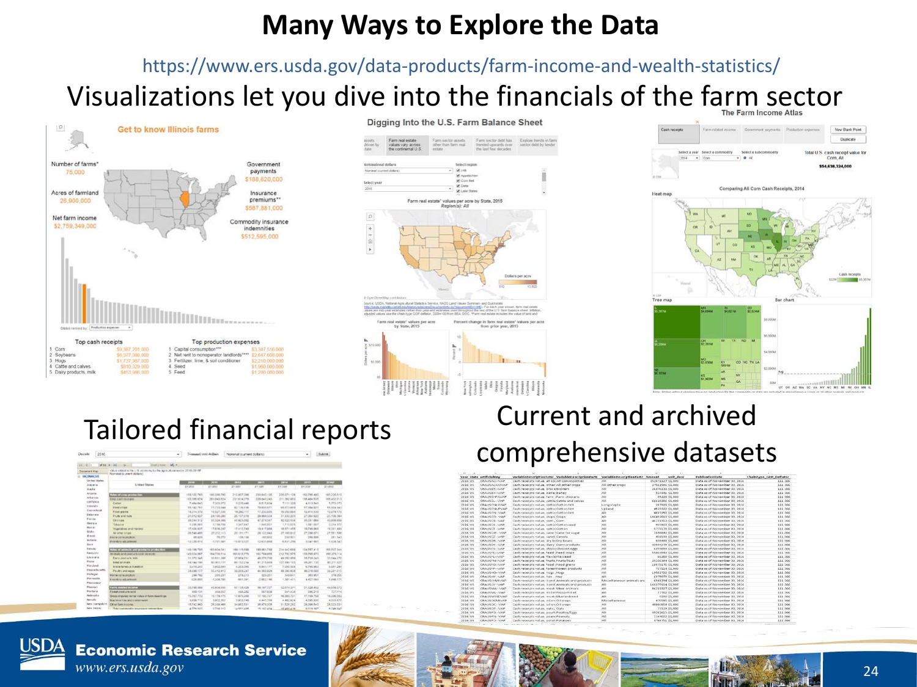# Many Ways to Explore the Data

https://www.ers.usda.gov/data-products/farm-income-and-wealth-statistics/

Visualizations let you dive into the financials of the farm sector

Tailored financial reports

Current and archived comprehensive datasets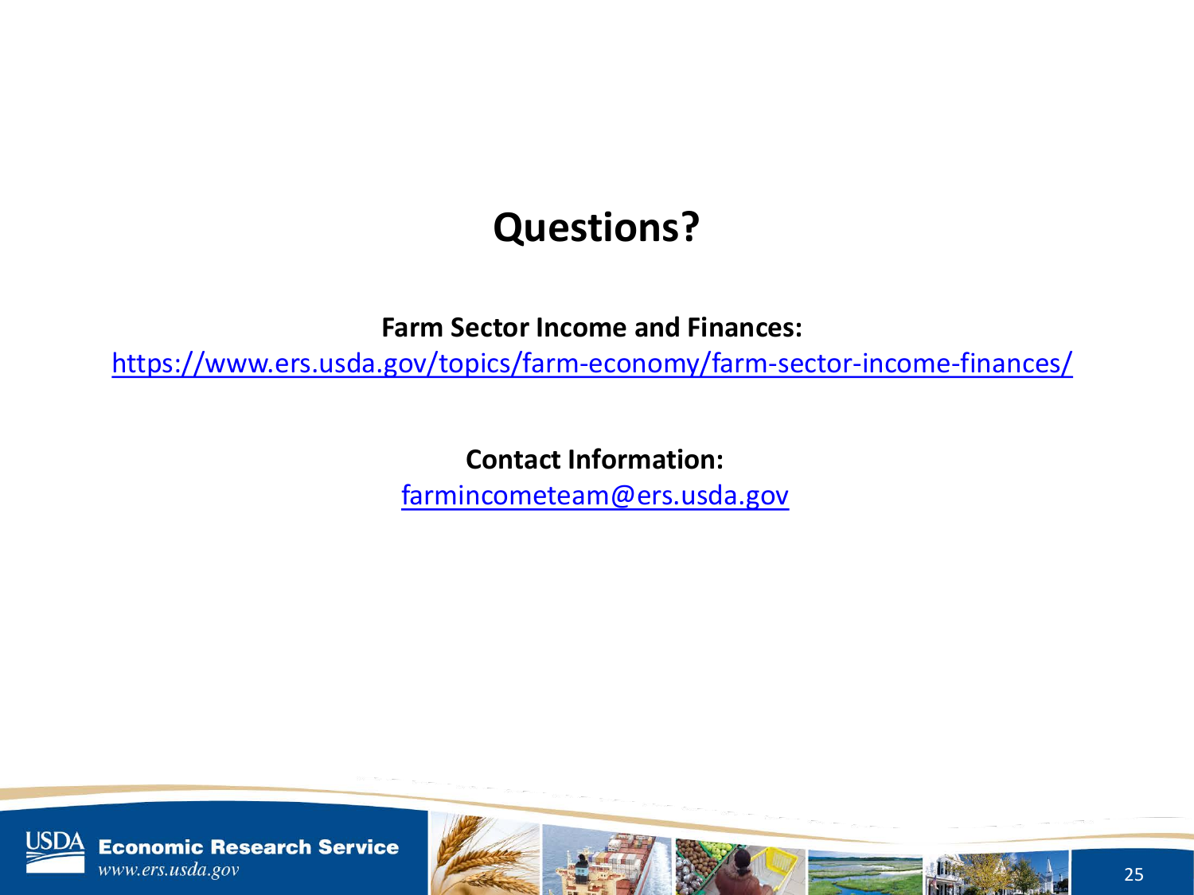# Questions?

**Farm Sector Income and Finances:**

https://www.ers.usda.gov/topics/farm-economy/farm-sector-income-finances/

**Contact Information:**

farmincometeam@ers.usda.gov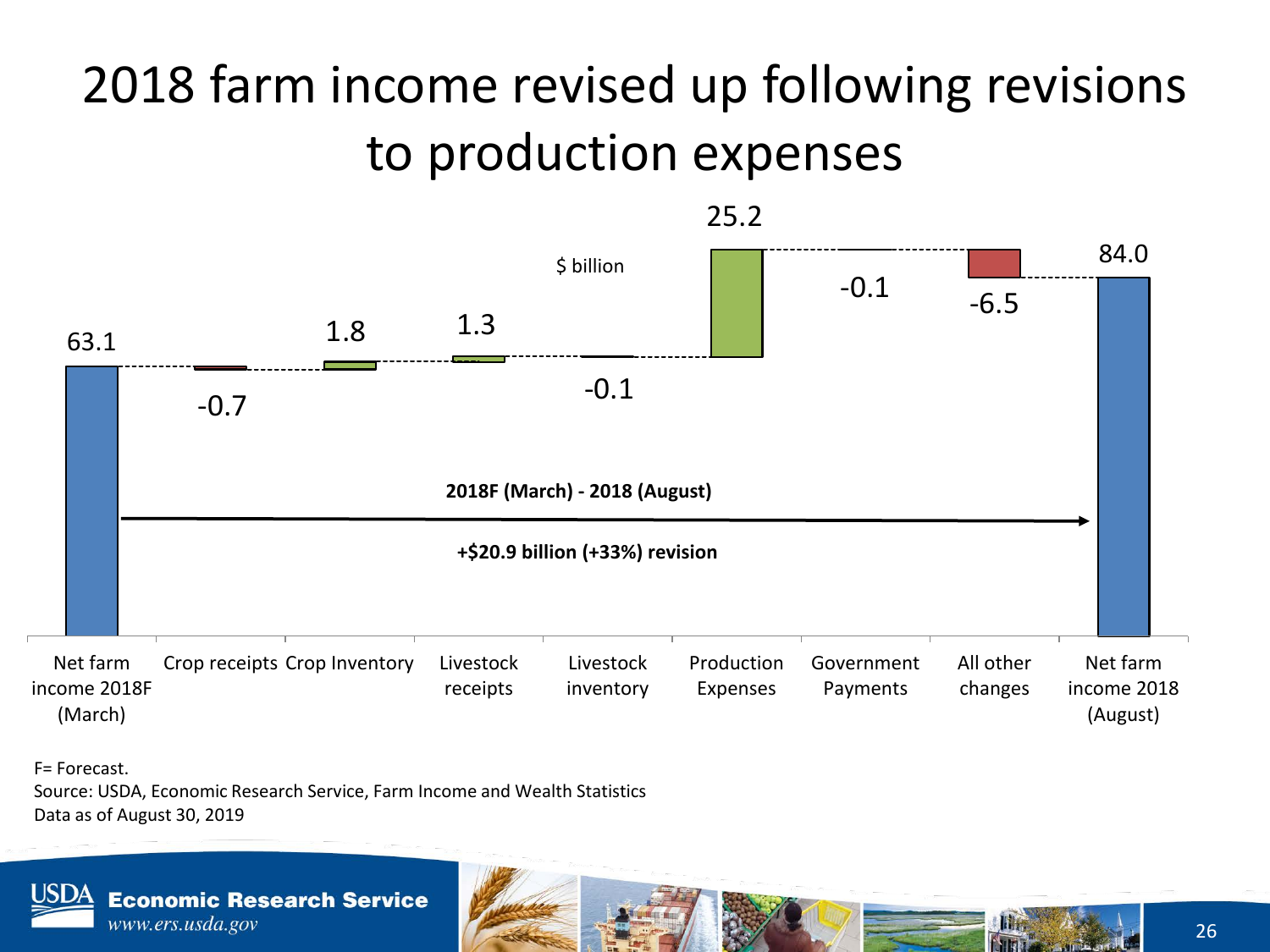# 2018 farm income revised up following revisions to production expenses

$ billion

63.1

-0.7

1.8

1.3

-0.1

25.2

-0.1

-6.5

84.0

2018F (March) - 2018 (August)

+$20.9 billion (+33%) revision

Net farm income 2018F (March)

Crop receipts

Crop Inventory

Livestock receipts

Livestock inventory

Production Expenses

Government Payments

All other changes

Net farm income 2018 (August)

F= Forecast.

Source: USDA, Economic Research Service, Farm Income and Wealth Statistics

Data as of August 30, 2019

USDA **Economic Research Service**

*www.ers.usda.gov*